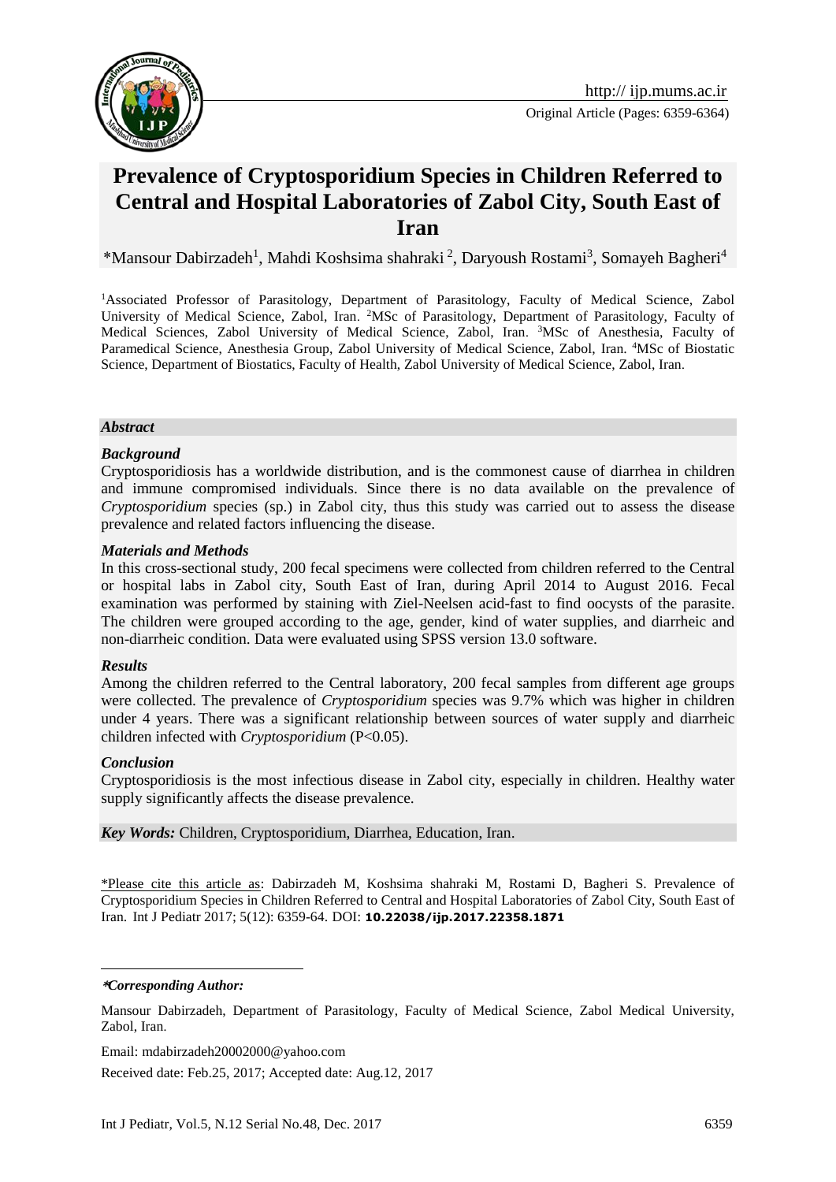# Prevalence of Cryptosporidium Species in Children Referred to Central and Hospital Laboratories of Zabol City, South East of Iran

*Mansour Dabirzadeh[1], Mahdi Koshsima shahraki [2], Daryoush Rostami[3], Somayeh Bagheri[4]

[1]Associated Professor of Parasitology, Department of Parasitology, Faculty of Medical Science, Zabol University of Medical Science, Zabol, Iran. [2]MSc of Parasitology, Department of Parasitology, Faculty of Medical Sciences, Zabol University of Medical Science, Zabol, Iran. [3]MSc of Anesthesia, Faculty of Paramedical Science, Anesthesia Group, Zabol University of Medical Science, Zabol, Iran. [4]MSc of Biostatic Science, Department of Biostatics, Faculty of Health, Zabol University of Medical Science, Zabol, Iran.

### *Abstract*

#### *Background*

Cryptosporidiosis has a worldwide distribution, and is the commonest cause of diarrhea in children and immune compromised individuals. Since there is no data available on the prevalence of *Cryptosporidium* species (sp.) in Zabol city, thus this study was carried out to assess the disease prevalence and related factors influencing the disease.

#### *Materials and Methods*

In this cross-sectional study, 200 fecal specimens were collected from children referred to the Central or hospital labs in Zabol city, South East of Iran, during April 2014 to August 2016. Fecal examination was performed by staining with Ziel-Neelsen acid-fast to find oocysts of the parasite. The children were grouped according to the age, gender, kind of water supplies, and diarrheic and non-diarrheic condition. Data were evaluated using SPSS version 13.0 software.

#### *Results*

Among the children referred to the Central laboratory, 200 fecal samples from different age groups were collected. The prevalence of *Cryptosporidium* species was 9.7% which was higher in children under 4 years. There was a significant relationship between sources of water supply and diarrheic children infected with *Cryptosporidium* (P<0.05).

#### *Conclusion*

Cryptosporidiosis is the most infectious disease in Zabol city, especially in children. Healthy water supply significantly affects the disease prevalence.

***Key Words:*** Children, Cryptosporidium, Diarrhea, Education, Iran.

*Please cite this article as: Dabirzadeh M, Koshsima shahraki M, Rostami D, Bagheri S. Prevalence of Cryptosporidium Species in Children Referred to Central and Hospital Laboratories of Zabol City, South East of Iran. Int J Pediatr 2017; 5(12): 6359-64. DOI: **10.22038/ijp.2017.22358.1871**

***Corresponding Author:***

Mansour Dabirzadeh, Department of Parasitology, Faculty of Medical Science, Zabol Medical University, Zabol, Iran.

Email: mdabirzadeh20002000@yahoo.com

Received date: Feb.25, 2017; Accepted date: Aug.12, 2017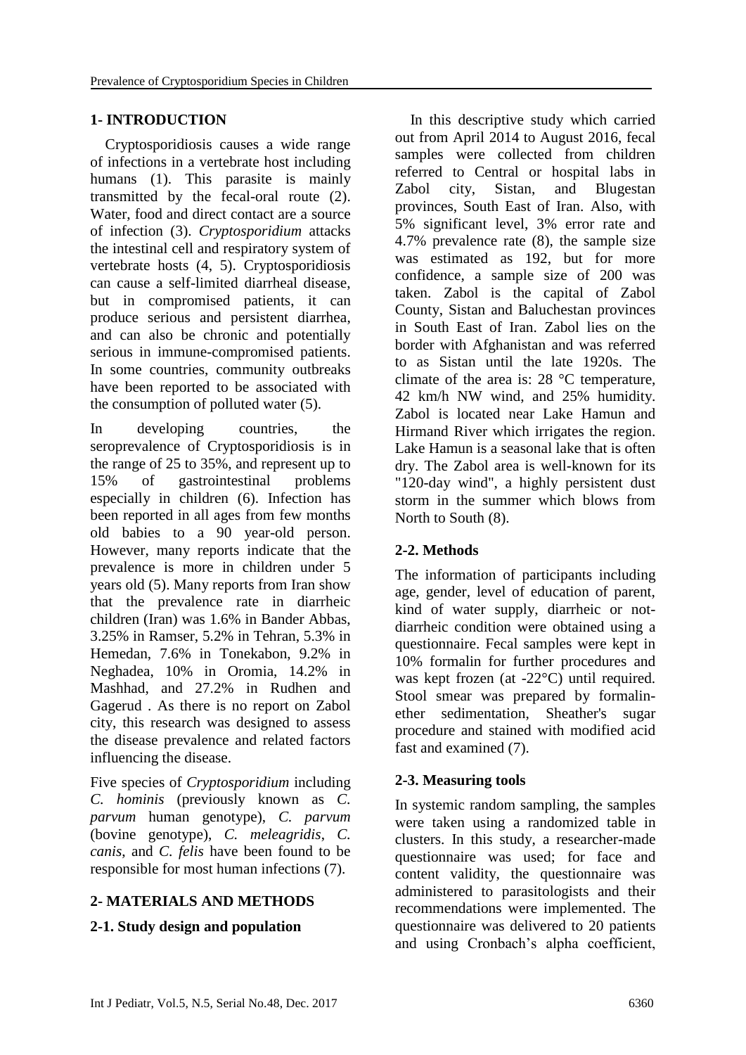## 1- INTRODUCTION

Cryptosporidiosis causes a wide range of infections in a vertebrate host including humans (1). This parasite is mainly transmitted by the fecal-oral route (2). Water, food and direct contact are a source of infection (3). *Cryptosporidium* attacks the intestinal cell and respiratory system of vertebrate hosts (4, 5). Cryptosporidiosis can cause a self-limited diarrheal disease, but in compromised patients, it can produce serious and persistent diarrhea, and can also be chronic and potentially serious in immune-compromised patients. In some countries, community outbreaks have been reported to be associated with the consumption of polluted water (5).

In developing countries, the seroprevalence of Cryptosporidiosis is in the range of 25 to 35%, and represent up to 15% of gastrointestinal problems especially in children (6). Infection has been reported in all ages from few months old babies to a 90 year-old person. However, many reports indicate that the prevalence is more in children under 5 years old (5). Many reports from Iran show that the prevalence rate in diarrheic children (Iran) was 1.6% in Bander Abbas, 3.25% in Ramser, 5.2% in Tehran, 5.3% in Hemedan, 7.6% in Tonekabon, 9.2% in Neghadea, 10% in Oromia, 14.2% in Mashhad, and 27.2% in Rudhen and Gagerud . As there is no report on Zabol city, this research was designed to assess the disease prevalence and related factors influencing the disease.

Five species of *Cryptosporidium* including *C. hominis* (previously known as *C. parvum* human genotype), *C. parvum* (bovine genotype), *C. meleagridis*, *C. canis*, and *C. felis* have been found to be responsible for most human infections (7).

## 2- MATERIALS AND METHODS

### 2-1. Study design and population

In this descriptive study which carried out from April 2014 to August 2016, fecal samples were collected from children referred to Central or hospital labs in Zabol city, Sistan, and Blugestan provinces, South East of Iran. Also, with 5% significant level, 3% error rate and 4.7% prevalence rate (8), the sample size was estimated as 192, but for more confidence, a sample size of 200 was taken. Zabol is the capital of Zabol County, Sistan and Baluchestan provinces in South East of Iran. Zabol lies on the border with Afghanistan and was referred to as Sistan until the late 1920s. The climate of the area is: 28 °C temperature, 42 km/h NW wind, and 25% humidity. Zabol is located near Lake Hamun and Hirmand River which irrigates the region. Lake Hamun is a seasonal lake that is often dry. The Zabol area is well-known for its "120-day wind", a highly persistent dust storm in the summer which blows from North to South (8).

### 2-2. Methods

The information of participants including age, gender, level of education of parent, kind of water supply, diarrheic or not-diarrheic condition were obtained using a questionnaire. Fecal samples were kept in 10% formalin for further procedures and was kept frozen (at -22°C) until required. Stool smear was prepared by formalin-ether sedimentation, Sheather's sugar procedure and stained with modified acid fast and examined (7).

### 2-3. Measuring tools

In systemic random sampling, the samples were taken using a randomized table in clusters. In this study, a researcher-made questionnaire was used; for face and content validity, the questionnaire was administered to parasitologists and their recommendations were implemented. The questionnaire was delivered to 20 patients and using Cronbach's alpha coefficient,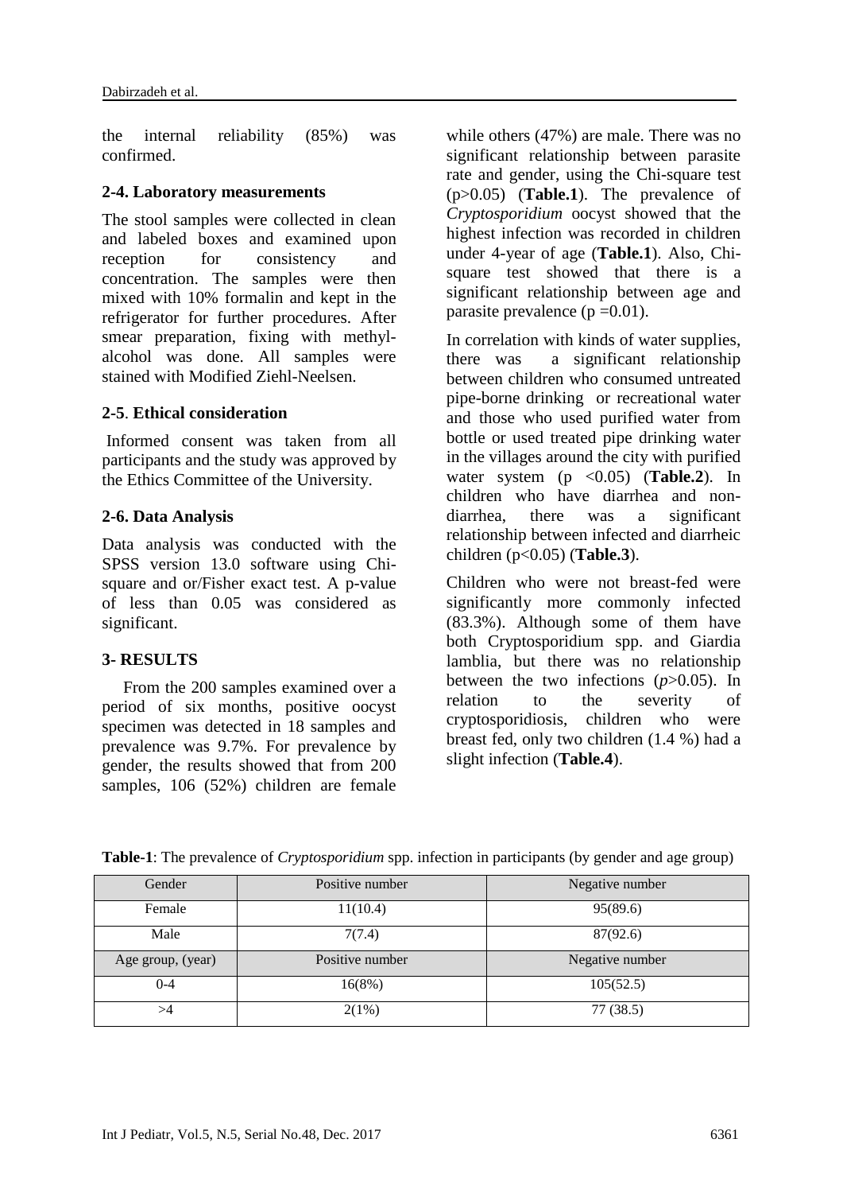the internal reliability (85%) was confirmed.

### 2-4. Laboratory measurements

The stool samples were collected in clean and labeled boxes and examined upon reception for consistency and concentration. The samples were then mixed with 10% formalin and kept in the refrigerator for further procedures. After smear preparation, fixing with methyl-alcohol was done. All samples were stained with Modified Ziehl-Neelsen.

### 2-5. Ethical consideration

Informed consent was taken from all participants and the study was approved by the Ethics Committee of the University.

### 2-6. Data Analysis

Data analysis was conducted with the SPSS version 13.0 software using Chi-square and or/Fisher exact test. A p-value of less than 0.05 was considered as significant.

## 3- RESULTS

From the 200 samples examined over a period of six months, positive oocyst specimen was detected in 18 samples and prevalence was 9.7%. For prevalence by gender, the results showed that from 200 samples, 106 (52%) children are female while others (47%) are male. There was no significant relationship between parasite rate and gender, using the Chi-square test ($p>0.05$) (**Table.1**). The prevalence of *Cryptosporidium* oocyst showed that the highest infection was recorded in children under 4-year of age (**Table.1**). Also, Chi-square test showed that there is a significant relationship between age and parasite prevalence ($p = 0.01$).

In correlation with kinds of water supplies, there was a significant relationship between children who consumed untreated pipe-borne drinking or recreational water and those who used purified water from bottle or used treated pipe drinking water in the villages around the city with purified water system ($p < 0.05$) (**Table.2**). In children who have diarrhea and non-diarrhea, there was a significant relationship between infected and diarrheic children ($p<0.05$) (**Table.3**).

Children who were not breast-fed were significantly more commonly infected (83.3%). Although some of them have both Cryptosporidium spp. and Giardia lamblia, but there was no relationship between the two infections ($p>0.05$). In relation to the severity of cryptosporidiosis, children who were breast fed, only two children (1.4 %) had a slight infection (**Table.4**).

**Table-1**: The prevalence of *Cryptosporidium* spp. infection in participants (by gender and age group)

| Gender | Positive number | Negative number |
|---|---|---|
| Female | 11(10.4) | 95(89.6) |
| Male | 7(7.4) | 87(92.6) |
| Age group, (year) | Positive number | Negative number |
| 0-4 | 16(8%) | 105(52.5) |
| >4 | 2(1%) | 77 (38.5) |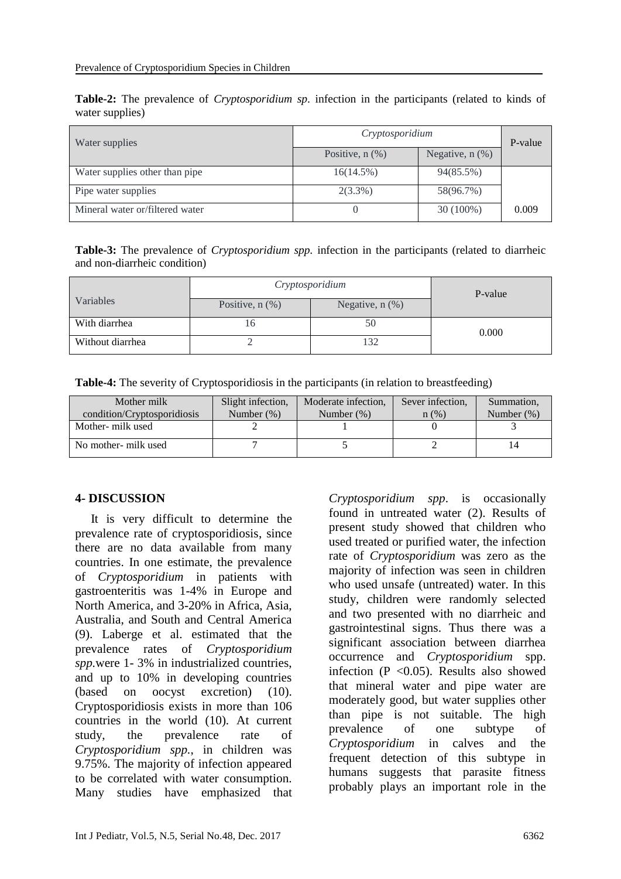**Table-2:** The prevalence of *Cryptosporidium sp*. infection in the participants (related to kinds of water supplies)

| Water supplies | *Cryptosporidium* | | P-value |
|---|---|---|---|
| | Positive, n (%) | Negative, n (%) | |
| Water supplies other than pipe | 16(14.5%) | 94(85.5%) | |
| Pipe water supplies | 2(3.3%) | 58(96.7%) | |
| Mineral water or/filtered water | 0 | 30 (100%) | 0.009 |

**Table-3:** The prevalence of *Cryptosporidium spp.* infection in the participants (related to diarrheic and non-diarrheic condition)

| Variables | *Cryptosporidium* | | P-value |
|---|---|---|---|
| | Positive, n (%) | Negative, n (%) | |
| With diarrhea | 16 | 50 | 0.000 |
| Without diarrhea | 2 | 132 | |

**Table-4:** The severity of Cryptosporidiosis in the participants (in relation to breastfeeding)

| Mother milk condition/Cryptosporidiosis | Slight infection, Number (%) | Moderate infection, Number (%) | Sever infection, n (%) | Summation, Number (%) |
|---|---|---|---|---|
| Mother- milk used | 2 | 1 | 0 | 3 |
| No mother- milk used | 7 | 5 | 2 | 14 |

## 4- DISCUSSION

It is very difficult to determine the prevalence rate of cryptosporidiosis, since there are no data available from many countries. In one estimate, the prevalence of *Cryptosporidium* in patients with gastroenteritis was 1-4% in Europe and North America, and 3-20% in Africa, Asia, Australia, and South and Central America (9). Laberge et al. estimated that the prevalence rates of *Cryptosporidium spp.*were 1- 3% in industrialized countries, and up to 10% in developing countries (based on oocyst excretion) (10). Cryptosporidiosis exists in more than 106 countries in the world (10). At current study, the prevalence rate of *Cryptosporidium spp.*, in children was 9.75%. The majority of infection appeared to be correlated with water consumption. Many studies have emphasized that *Cryptosporidium spp*. is occasionally found in untreated water (2). Results of present study showed that children who used treated or purified water, the infection rate of *Cryptosporidium* was zero as the majority of infection was seen in children who used unsafe (untreated) water. In this study, children were randomly selected and two presented with no diarrheic and gastrointestinal signs. Thus there was a significant association between diarrhea occurrence and *Cryptosporidium* spp. infection ($P < 0.05$). Results also showed that mineral water and pipe water are moderately good, but water supplies other than pipe is not suitable. The high prevalence of one subtype of *Cryptosporidium* in calves and the frequent detection of this subtype in humans suggests that parasite fitness probably plays an important role in the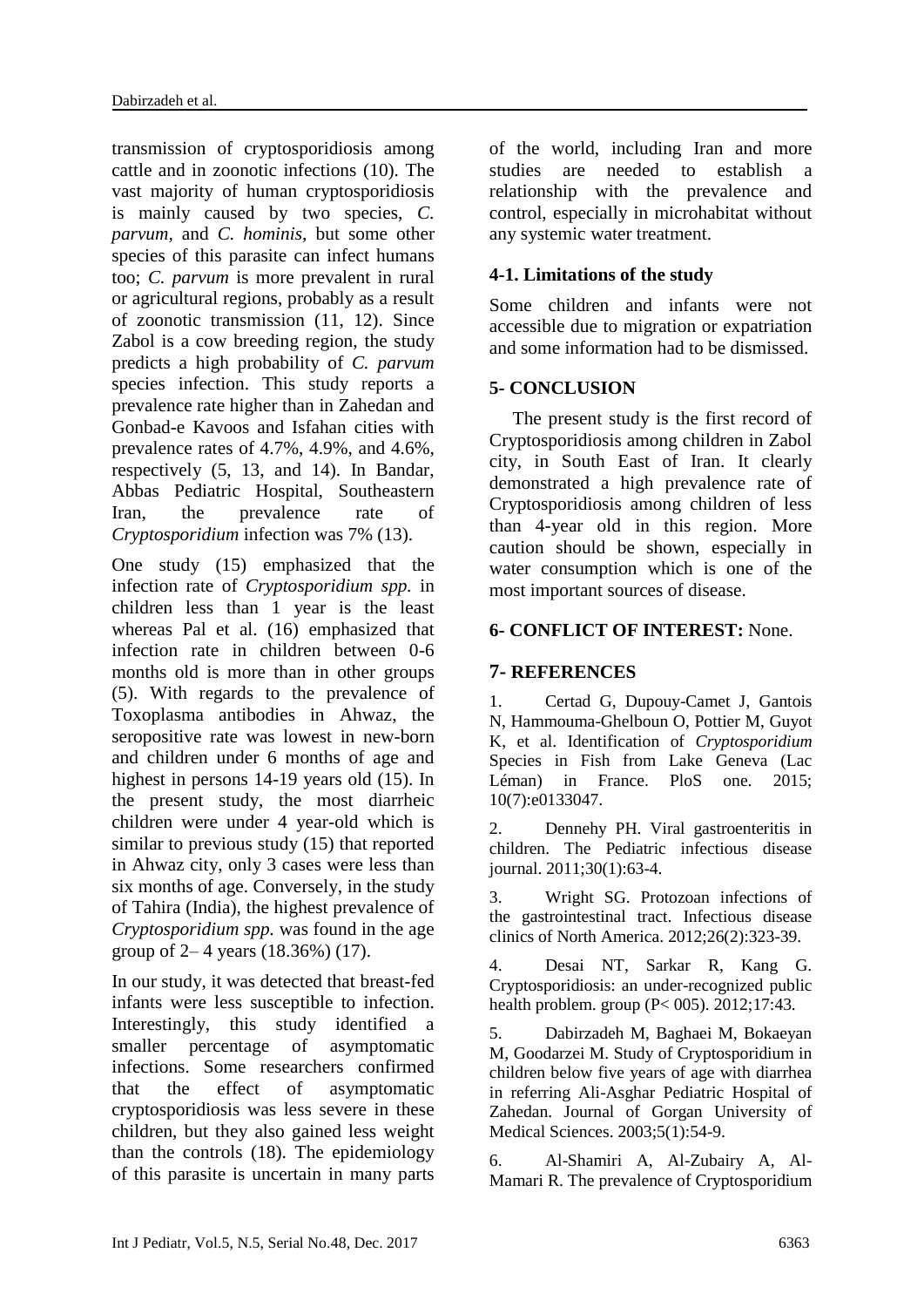transmission of cryptosporidiosis among cattle and in zoonotic infections (10). The vast majority of human cryptosporidiosis is mainly caused by two species, *C. parvum,* and *C. hominis,* but some other species of this parasite can infect humans too; *C. parvum* is more prevalent in rural or agricultural regions, probably as a result of zoonotic transmission (11, 12). Since Zabol is a cow breeding region, the study predicts a high probability of *C. parvum* species infection. This study reports a prevalence rate higher than in Zahedan and Gonbad-e Kavoos and Isfahan cities with prevalence rates of 4.7%, 4.9%, and 4.6%, respectively (5, 13, and 14). In Bandar, Abbas Pediatric Hospital, Southeastern Iran, the prevalence rate of *Cryptosporidium* infection was 7% (13).

One study (15) emphasized that the infection rate of *Cryptosporidium spp.* in children less than 1 year is the least whereas Pal et al. (16) emphasized that infection rate in children between 0-6 months old is more than in other groups (5). With regards to the prevalence of Toxoplasma antibodies in Ahwaz, the seropositive rate was lowest in new-born and children under 6 months of age and highest in persons 14-19 years old (15). In the present study, the most diarrheic children were under 4 year-old which is similar to previous study (15) that reported in Ahwaz city, only 3 cases were less than six months of age. Conversely, in the study of Tahira (India), the highest prevalence of *Cryptosporidium spp.* was found in the age group of 2– 4 years (18.36%) (17).

In our study, it was detected that breast-fed infants were less susceptible to infection. Interestingly, this study identified a smaller percentage of asymptomatic infections. Some researchers confirmed that the effect of asymptomatic cryptosporidiosis was less severe in these children, but they also gained less weight than the controls (18). The epidemiology of this parasite is uncertain in many parts of the world, including Iran and more studies are needed to establish a relationship with the prevalence and control, especially in microhabitat without any systemic water treatment.

### 4-1. Limitations of the study

Some children and infants were not accessible due to migration or expatriation and some information had to be dismissed.

## 5- CONCLUSION

The present study is the first record of Cryptosporidiosis among children in Zabol city, in South East of Iran. It clearly demonstrated a high prevalence rate of Cryptosporidiosis among children of less than 4-year old in this region. More caution should be shown, especially in water consumption which is one of the most important sources of disease.

## 6- CONFLICT OF INTEREST: None.

## 7- REFERENCES

1. Certad G, Dupouy-Camet J, Gantois N, Hammouma-Ghelboun O, Pottier M, Guyot K, et al. Identification of *Cryptosporidium* Species in Fish from Lake Geneva (Lac Léman) in France. PloS one. 2015; 10(7):e0133047.

2. Dennehy PH. Viral gastroenteritis in children. The Pediatric infectious disease journal. 2011;30(1):63-4.

3. Wright SG. Protozoan infections of the gastrointestinal tract. Infectious disease clinics of North America. 2012;26(2):323-39.

4. Desai NT, Sarkar R, Kang G. Cryptosporidiosis: an under-recognized public health problem. group (P< 005). 2012;17:43.

5. Dabirzadeh M, Baghaei M, Bokaeyan M, Goodarzei M. Study of Cryptosporidium in children below five years of age with diarrhea in referring Ali-Asghar Pediatric Hospital of Zahedan. Journal of Gorgan University of Medical Sciences. 2003;5(1):54-9.

6. Al-Shamiri A, Al-Zubairy A, Al-Mamari R. The prevalence of Cryptosporidium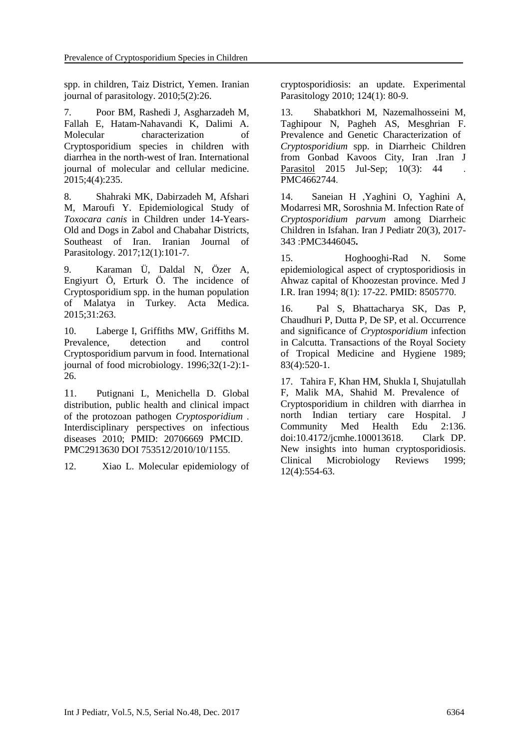spp. in children, Taiz District, Yemen. Iranian journal of parasitology. 2010;5(2):26.

7. Poor BM, Rashedi J, Asgharzadeh M, Fallah E, Hatam-Nahavandi K, Dalimi A. Molecular characterization of Cryptosporidium species in children with diarrhea in the north-west of Iran. International journal of molecular and cellular medicine. 2015;4(4):235.

8. Shahraki MK, Dabirzadeh M, Afshari M, Maroufi Y. Epidemiological Study of *Toxocara canis* in Children under 14-Years-Old and Dogs in Zabol and Chabahar Districts, Southeast of Iran. Iranian Journal of Parasitology. 2017;12(1):101-7.

9. Karaman Ü, Daldal N, Özer A, Engiyurt Ö, Erturk Ö. The incidence of Cryptosporidium spp. in the human population of Malatya in Turkey. Acta Medica. 2015;31:263.

10. Laberge I, Griffiths MW, Griffiths M. Prevalence, detection and control Cryptosporidium parvum in food. International journal of food microbiology. 1996;32(1-2):1-26.

11. Putignani L, Menichella D. Global distribution, public health and clinical impact of the protozoan pathogen *Cryptosporidium* . Interdisciplinary perspectives on infectious diseases 2010; PMID: 20706669 PMCID. PMC2913630 DOI 753512/2010/10/1155.

12. Xiao L. Molecular epidemiology of cryptosporidiosis: an update. Experimental Parasitology 2010; 124(1): 80-9.

13. Shabatkhori M, Nazemalhosseini M, Taghipour N, Pagheh AS, Mesghrian F. Prevalence and Genetic Characterization of *Cryptosporidium* spp. in Diarrheic Children from Gonbad Kavoos City, Iran .Iran J Parasitol 2015 Jul-Sep; 10(3): 44 . PMC4662744.

14. Saneian H ,Yaghini O, Yaghini A, Modarresi MR, Soroshnia M. Infection Rate of *Cryptosporidium parvum* among Diarrheic Children in Isfahan. Iran J Pediatr 20(3), 2017-343 :PMC3446045**.**

15. Hoghooghi-Rad N. Some epidemiological aspect of cryptosporidiosis in Ahwaz capital of Khoozestan province. Med J I.R. Iran 1994; 8(1): 17-22. PMID: 8505770.

16. Pal S, Bhattacharya SK, Das P, Chaudhuri P, Dutta P, De SP, et al. Occurrence and significance of *Cryptosporidium* infection in Calcutta. Transactions of the Royal Society of Tropical Medicine and Hygiene 1989; 83(4):520-1.

17. Tahira F, Khan HM, Shukla I, Shujatullah F, Malik MA, Shahid M. Prevalence of Cryptosporidium in children with diarrhea in north Indian tertiary care Hospital. J Community Med Health Edu 2:136. doi:10.4172/jcmhe.100013618. Clark DP. New insights into human cryptosporidiosis. Clinical Microbiology Reviews 1999; 12(4):554-63.